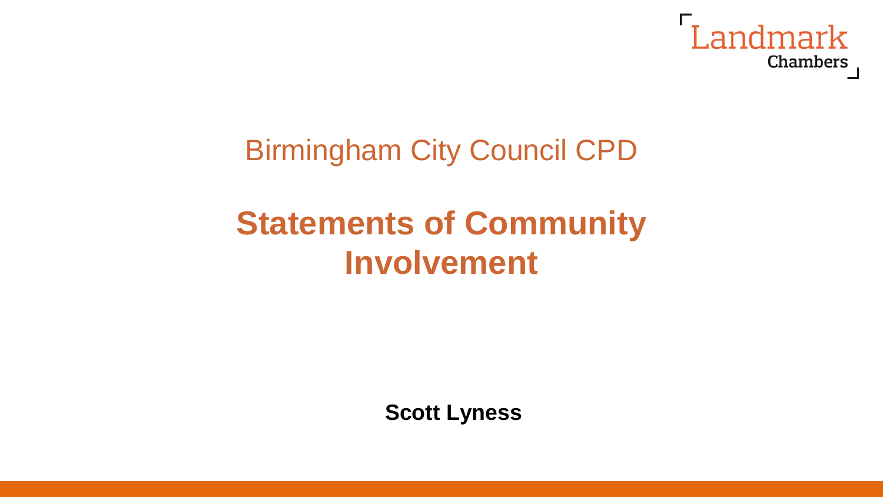Landmark Chambers

Birmingham City Council CPD

# Statements of Community Involvement

**Scott Lyness**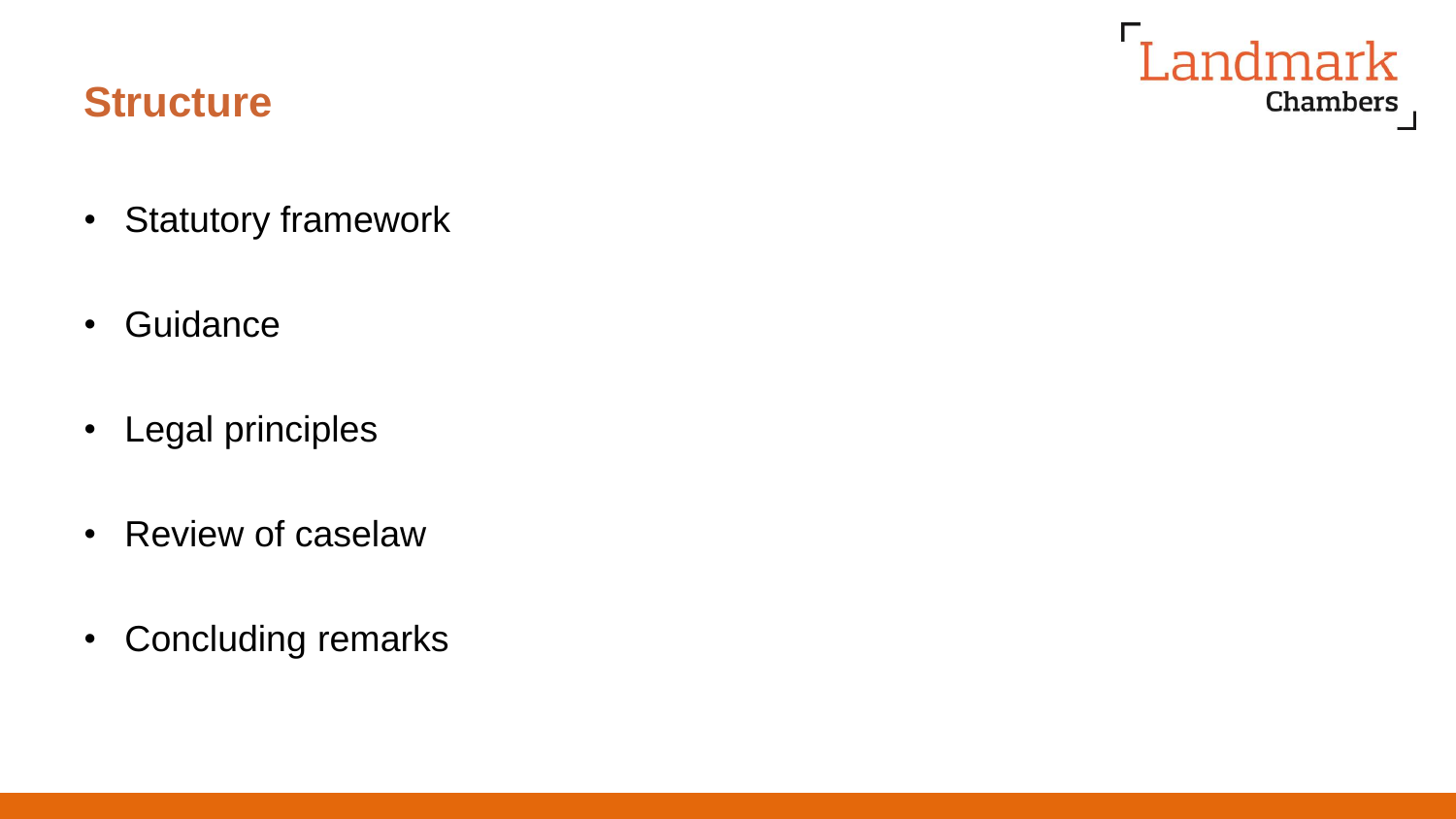## Structure

- Statutory framework
- Guidance
- Legal principles
- Review of caselaw
- Concluding remarks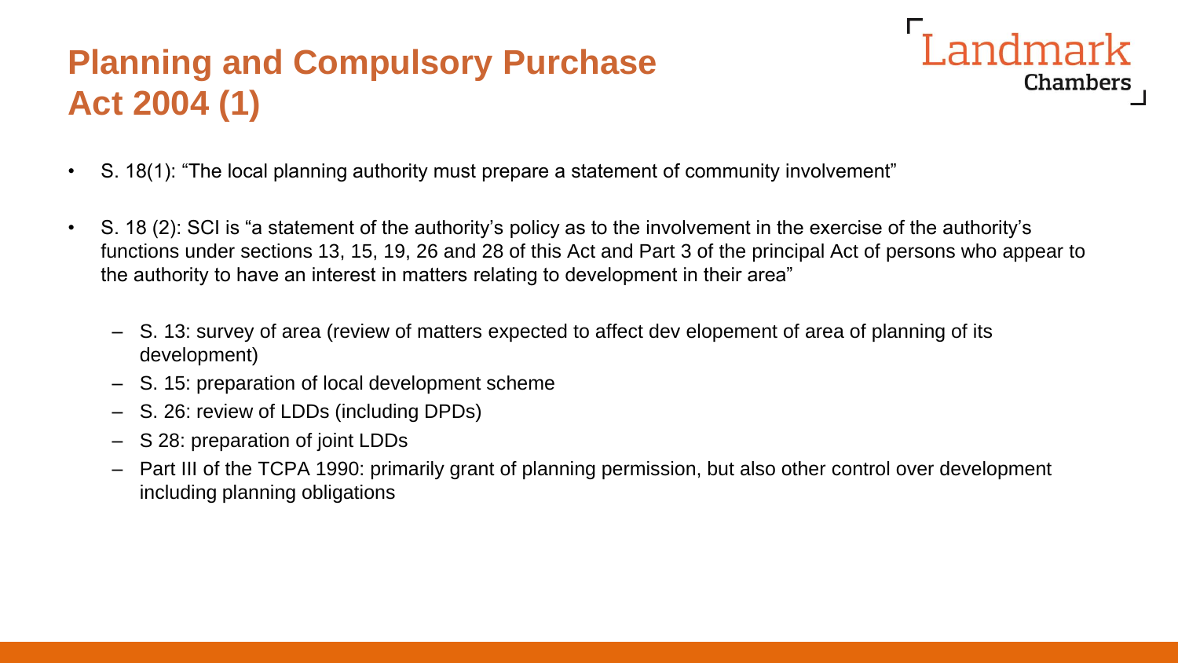# Planning and Compulsory Purchase Act 2004 (1)

- S. 18(1): "The local planning authority must prepare a statement of community involvement"
- S. 18 (2): SCI is "a statement of the authority's policy as to the involvement in the exercise of the authority's functions under sections 13, 15, 19, 26 and 28 of this Act and Part 3 of the principal Act of persons who appear to the authority to have an interest in matters relating to development in their area"
  - S. 13: survey of area (review of matters expected to affect dev elopement of area of planning of its development)
  - S. 15: preparation of local development scheme
  - S. 26: review of LDDs (including DPDs)
  - S 28: preparation of joint LDDs
  - Part III of the TCPA 1990: primarily grant of planning permission, but also other control over development including planning obligations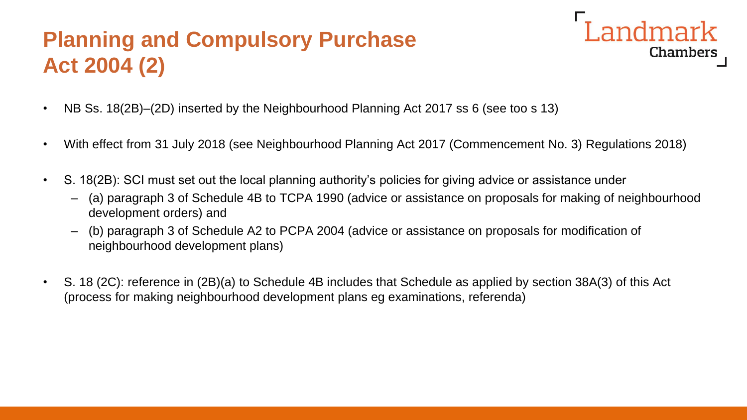# Planning and Compulsory Purchase Act 2004 (2)

- NB Ss. 18(2B)–(2D) inserted by the Neighbourhood Planning Act 2017 ss 6 (see too s 13)
- With effect from 31 July 2018 (see Neighbourhood Planning Act 2017 (Commencement No. 3) Regulations 2018)
- S. 18(2B): SCI must set out the local planning authority's policies for giving advice or assistance under
  - (a) paragraph 3 of Schedule 4B to TCPA 1990 (advice or assistance on proposals for making of neighbourhood development orders) and
  - (b) paragraph 3 of Schedule A2 to PCPA 2004 (advice or assistance on proposals for modification of neighbourhood development plans)
- S. 18 (2C): reference in (2B)(a) to Schedule 4B includes that Schedule as applied by section 38A(3) of this Act (process for making neighbourhood development plans eg examinations, referenda)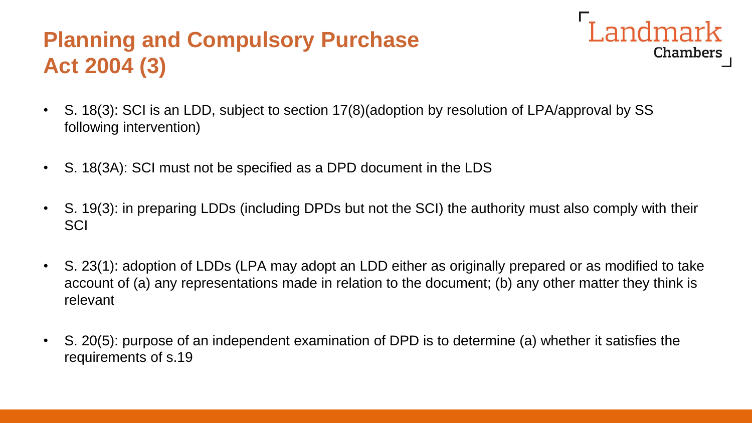# Planning and Compulsory Purchase Act 2004 (3)

Landmark Chambers

- S. 18(3): SCI is an LDD, subject to section 17(8)(adoption by resolution of LPA/approval by SS following intervention)
- S. 18(3A): SCI must not be specified as a DPD document in the LDS
- S. 19(3): in preparing LDDs (including DPDs but not the SCI) the authority must also comply with their SCI
- S. 23(1): adoption of LDDs (LPA may adopt an LDD either as originally prepared or as modified to take account of (a) any representations made in relation to the document; (b) any other matter they think is relevant
- S. 20(5): purpose of an independent examination of DPD is to determine (a) whether it satisfies the requirements of s.19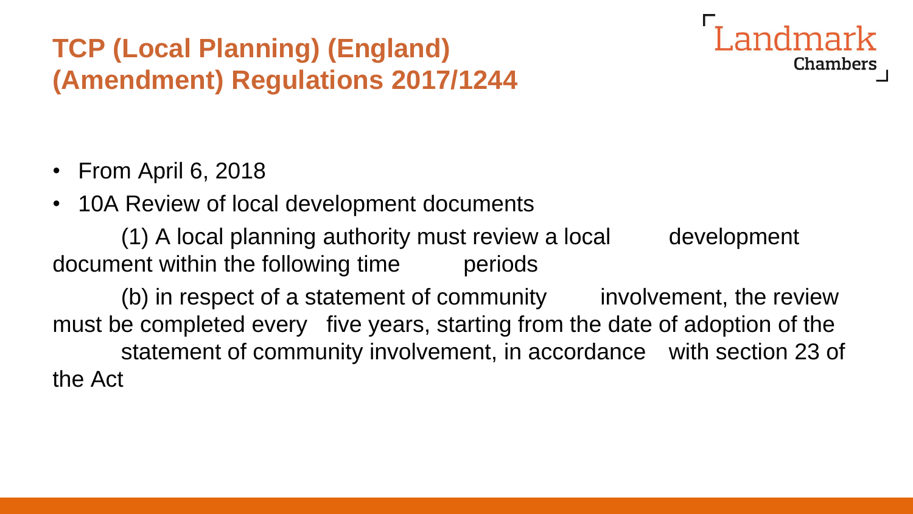# TCP (Local Planning) (England) (Amendment) Regulations 2017/1244

- From April 6, 2018
- 10A Review of local development documents

  (1) A local planning authority must review a local development document within the following time periods

  (b) in respect of a statement of community involvement, the review must be completed every five years, starting from the date of adoption of the statement of community involvement, in accordance with section 23 of the Act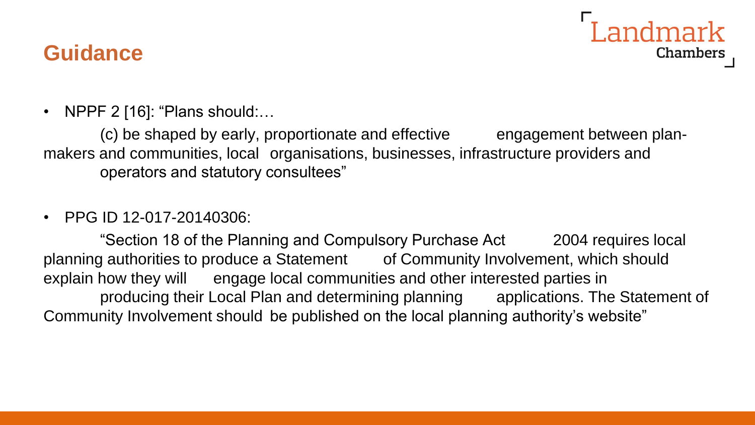## Guidance

- NPPF 2 [16]: "Plans should:…

  (c) be shaped by early, proportionate and effective engagement between plan-makers and communities, local organisations, businesses, infrastructure providers and operators and statutory consultees"

- PPG ID 12-017-20140306:

  "Section 18 of the Planning and Compulsory Purchase Act 2004 requires local planning authorities to produce a Statement of Community Involvement, which should explain how they will engage local communities and other interested parties in producing their Local Plan and determining planning applications. The Statement of Community Involvement should be published on the local planning authority's website"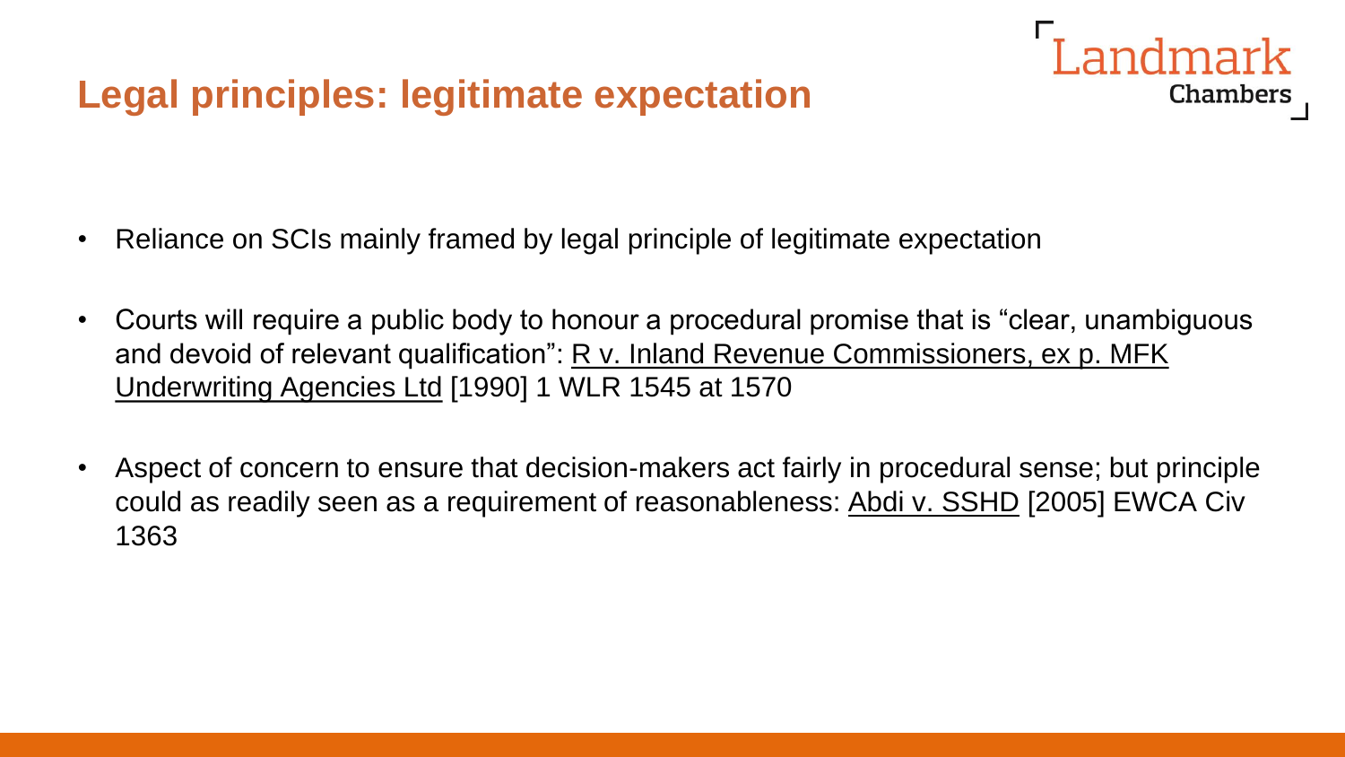# Legal principles: legitimate expectation

- Reliance on SCIs mainly framed by legal principle of legitimate expectation
- Courts will require a public body to honour a procedural promise that is "clear, unambiguous and devoid of relevant qualification": R v. Inland Revenue Commissioners, ex p. MFK Underwriting Agencies Ltd [1990] 1 WLR 1545 at 1570
- Aspect of concern to ensure that decision-makers act fairly in procedural sense; but principle could as readily seen as a requirement of reasonableness: Abdi v. SSHD [2005] EWCA Civ 1363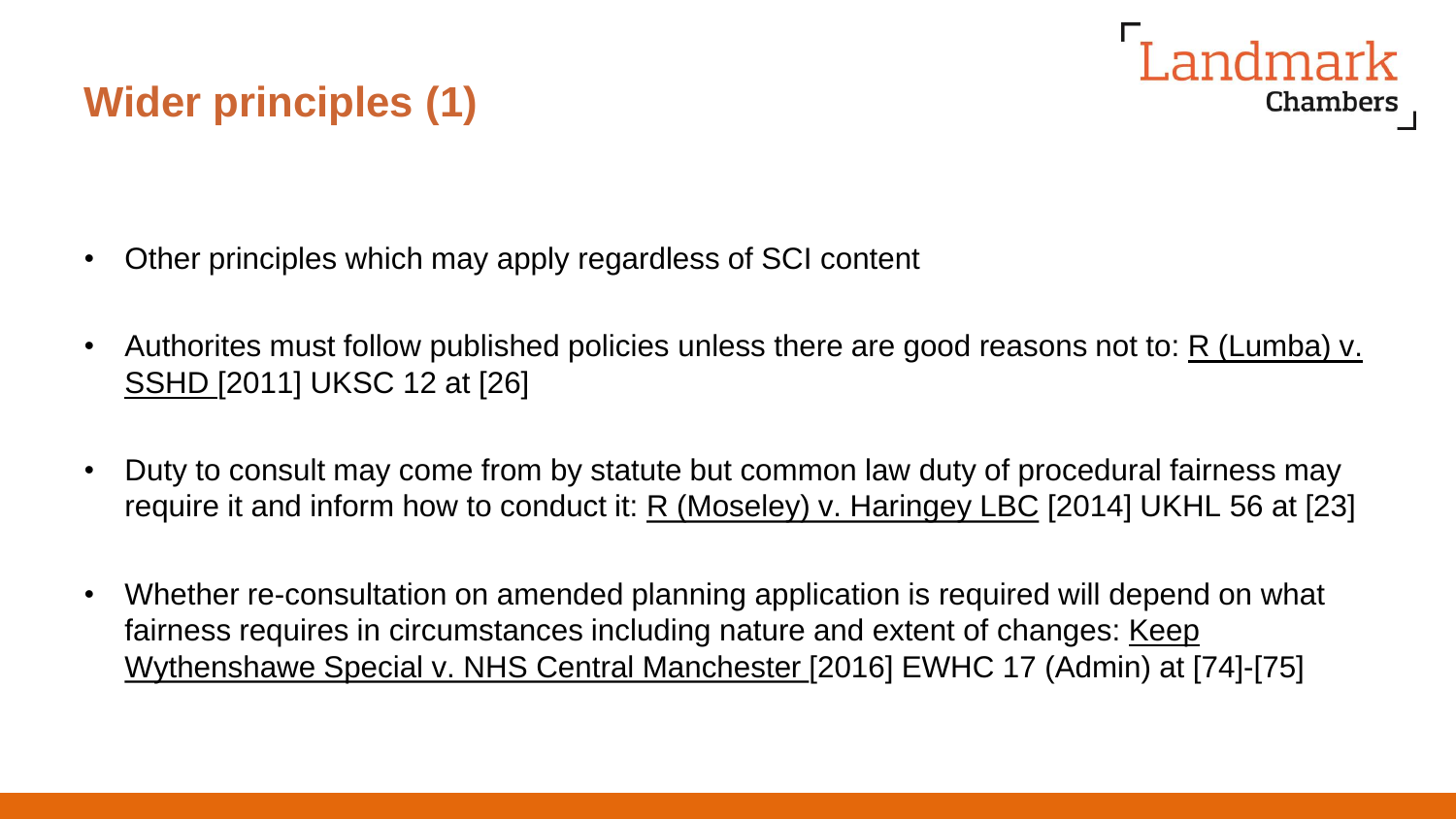## Wider principles (1)

- Other principles which may apply regardless of SCI content
- Authorites must follow published policies unless there are good reasons not to: R (Lumba) v. SSHD [2011] UKSC 12 at [26]
- Duty to consult may come from by statute but common law duty of procedural fairness may require it and inform how to conduct it: R (Moseley) v. Haringey LBC [2014] UKHL 56 at [23]
- Whether re-consultation on amended planning application is required will depend on what fairness requires in circumstances including nature and extent of changes: Keep Wythenshawe Special v. NHS Central Manchester [2016] EWHC 17 (Admin) at [74]-[75]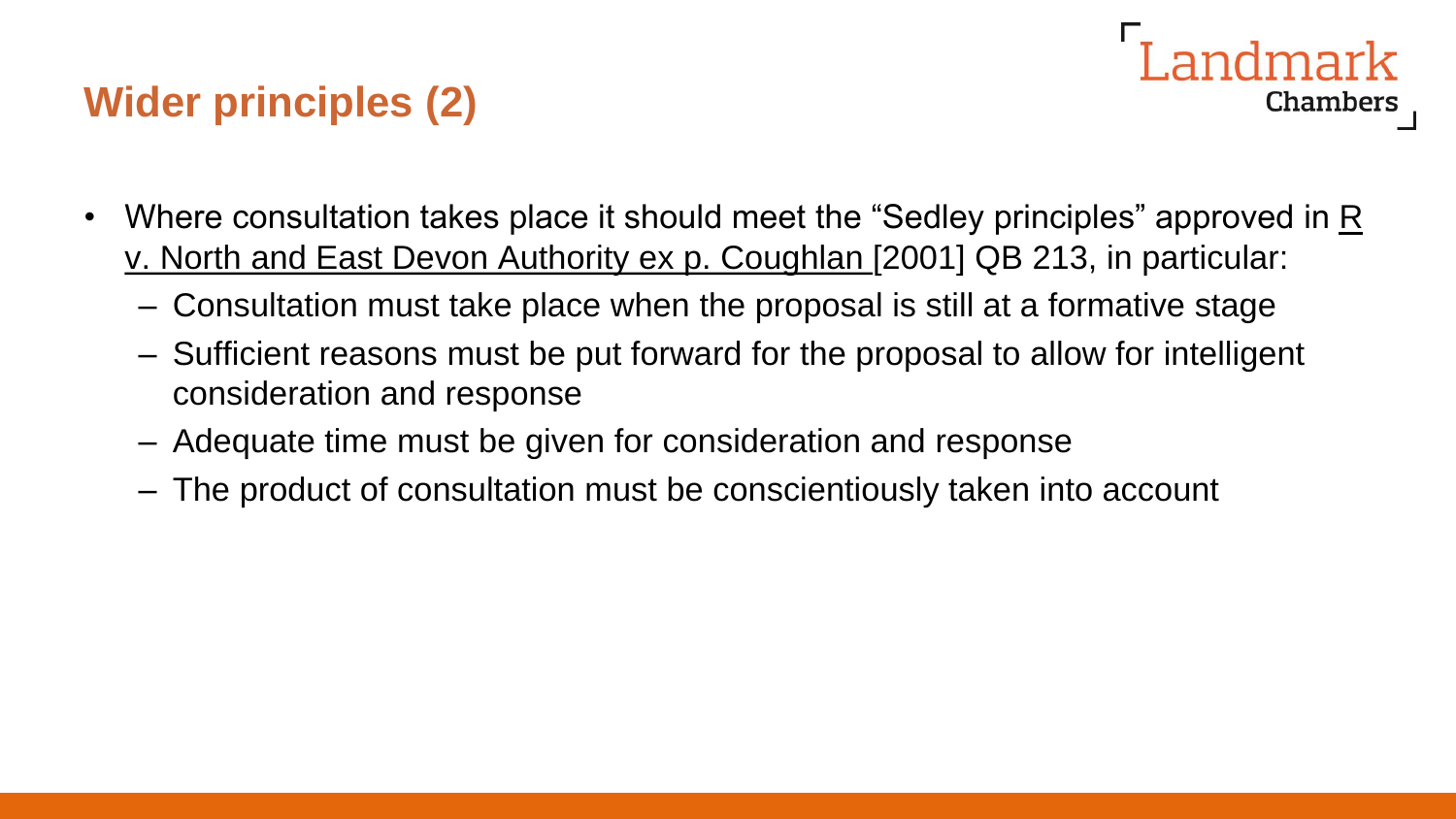## Wider principles (2)

- Where consultation takes place it should meet the "Sedley principles" approved in R v. North and East Devon Authority ex p. Coughlan [2001] QB 213, in particular:
  - Consultation must take place when the proposal is still at a formative stage
  - Sufficient reasons must be put forward for the proposal to allow for intelligent consideration and response
  - Adequate time must be given for consideration and response
  - The product of consultation must be conscientiously taken into account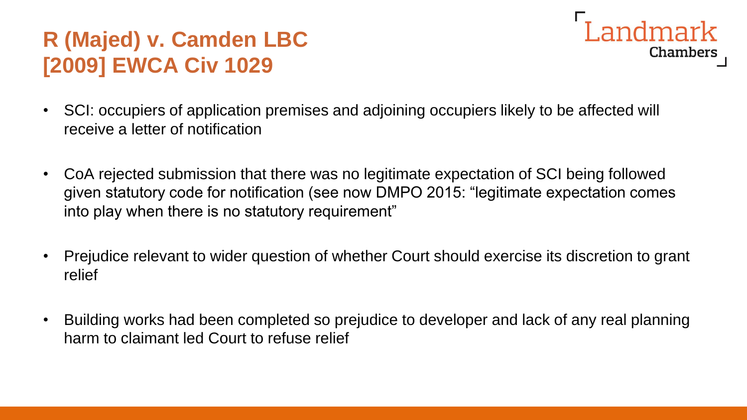# R (Majed) v. Camden LBC [2009] EWCA Civ 1029

- SCI: occupiers of application premises and adjoining occupiers likely to be affected will receive a letter of notification
- CoA rejected submission that there was no legitimate expectation of SCI being followed given statutory code for notification (see now DMPO 2015: "legitimate expectation comes into play when there is no statutory requirement"
- Prejudice relevant to wider question of whether Court should exercise its discretion to grant relief
- Building works had been completed so prejudice to developer and lack of any real planning harm to claimant led Court to refuse relief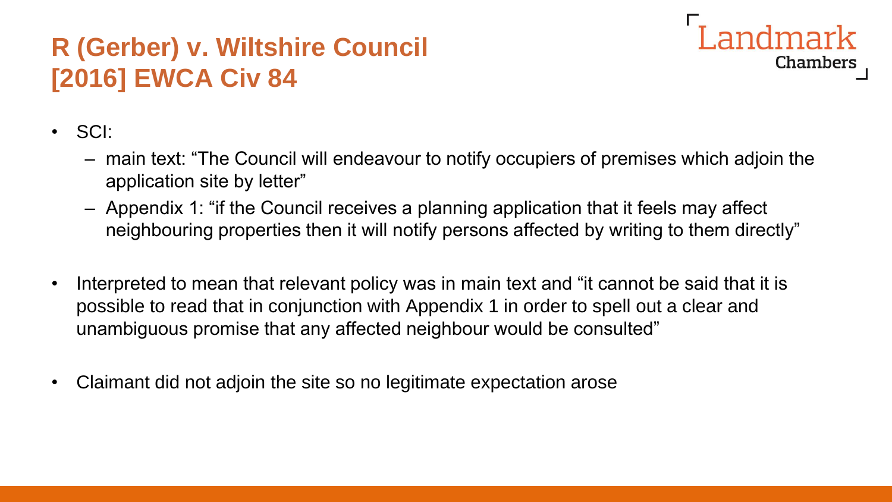# R (Gerber) v. Wiltshire Council [2016] EWCA Civ 84

- SCI:
  - main text: “The Council will endeavour to notify occupiers of premises which adjoin the application site by letter”
  - Appendix 1: “if the Council receives a planning application that it feels may affect neighbouring properties then it will notify persons affected by writing to them directly”
- Interpreted to mean that relevant policy was in main text and “it cannot be said that it is possible to read that in conjunction with Appendix 1 in order to spell out a clear and unambiguous promise that any affected neighbour would be consulted”
- Claimant did not adjoin the site so no legitimate expectation arose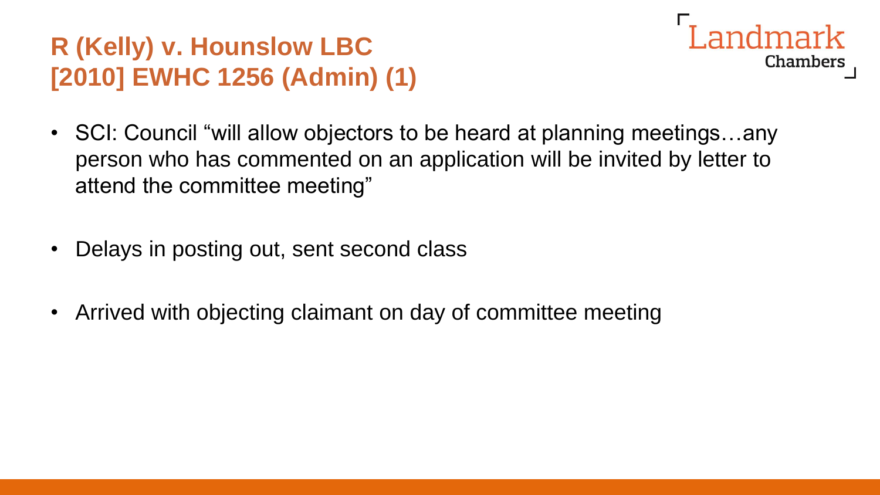# R (Kelly) v. Hounslow LBC [2010] EWHC 1256 (Admin) (1)

- SCI: Council "will allow objectors to be heard at planning meetings…any person who has commented on an application will be invited by letter to attend the committee meeting"
- Delays in posting out, sent second class
- Arrived with objecting claimant on day of committee meeting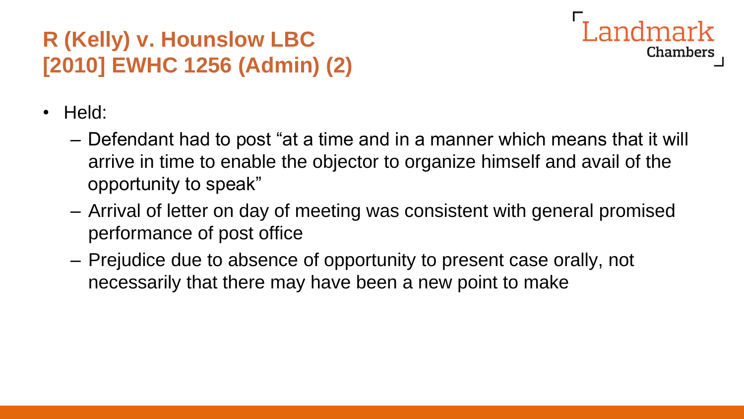# R (Kelly) v. Hounslow LBC [2010] EWHC 1256 (Admin) (2)

- Held:
  - Defendant had to post “at a time and in a manner which means that it will arrive in time to enable the objector to organize himself and avail of the opportunity to speak”
  - Arrival of letter on day of meeting was consistent with general promised performance of post office
  - Prejudice due to absence of opportunity to present case orally, not necessarily that there may have been a new point to make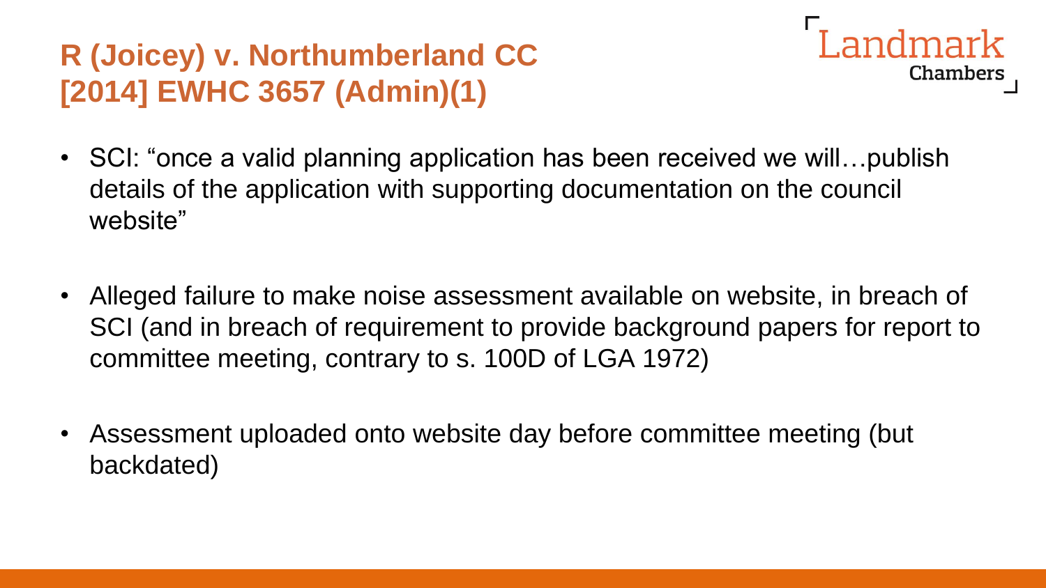# R (Joicey) v. Northumberland CC [2014] EWHC 3657 (Admin)(1)

- SCI: "once a valid planning application has been received we will…publish details of the application with supporting documentation on the council website"
- Alleged failure to make noise assessment available on website, in breach of SCI (and in breach of requirement to provide background papers for report to committee meeting, contrary to s. 100D of LGA 1972)
- Assessment uploaded onto website day before committee meeting (but backdated)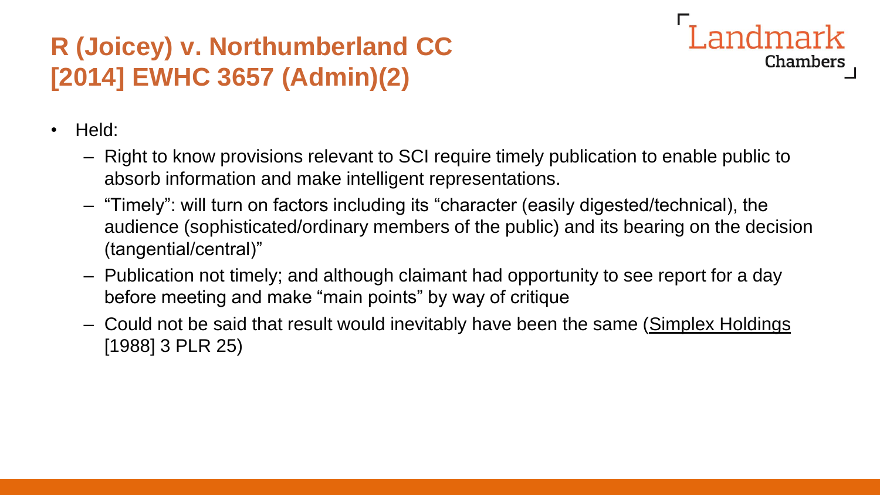# R (Joicey) v. Northumberland CC [2014] EWHC 3657 (Admin)(2)

- Held:
  - Right to know provisions relevant to SCI require timely publication to enable public to absorb information and make intelligent representations.
  - "Timely": will turn on factors including its "character (easily digested/technical), the audience (sophisticated/ordinary members of the public) and its bearing on the decision (tangential/central)"
  - Publication not timely; and although claimant had opportunity to see report for a day before meeting and make "main points" by way of critique
  - Could not be said that result would inevitably have been the same (Simplex Holdings [1988] 3 PLR 25)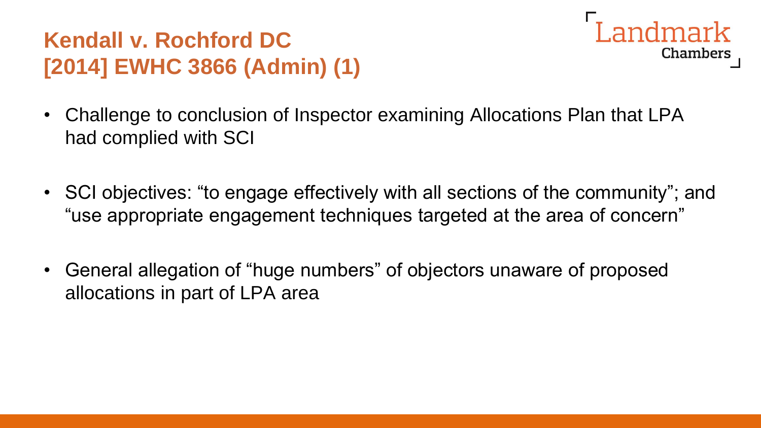# Kendall v. Rochford DC [2014] EWHC 3866 (Admin) (1)

- Challenge to conclusion of Inspector examining Allocations Plan that LPA had complied with SCI
- SCI objectives: "to engage effectively with all sections of the community"; and "use appropriate engagement techniques targeted at the area of concern"
- General allegation of "huge numbers" of objectors unaware of proposed allocations in part of LPA area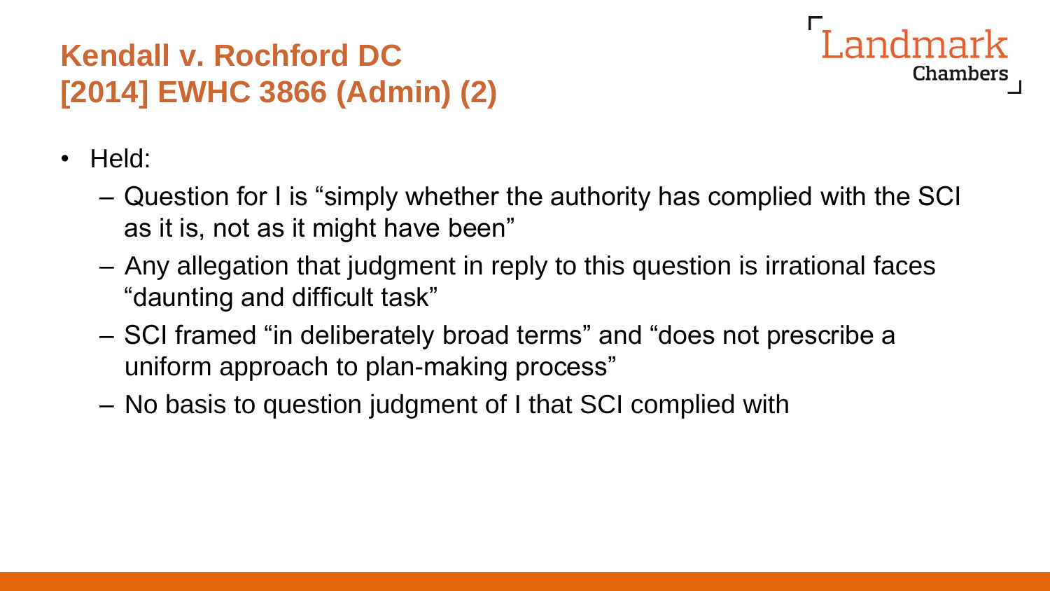# Kendall v. Rochford DC [2014] EWHC 3866 (Admin) (2)

- Held:
  - Question for I is "simply whether the authority has complied with the SCI as it is, not as it might have been"
  - Any allegation that judgment in reply to this question is irrational faces "daunting and difficult task"
  - SCI framed "in deliberately broad terms" and "does not prescribe a uniform approach to plan-making process"
  - No basis to question judgment of I that SCI complied with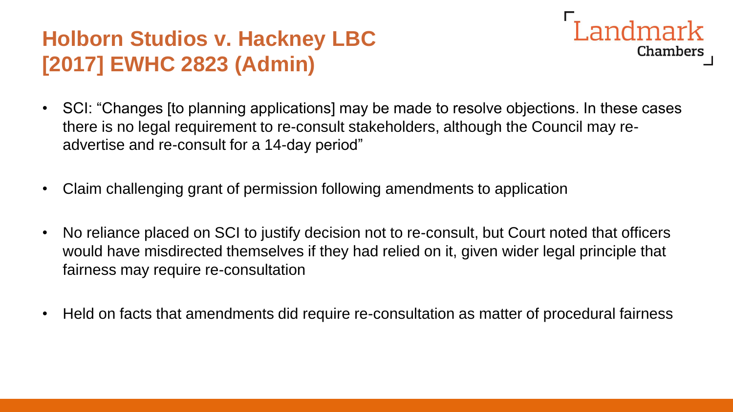# Holborn Studios v. Hackney LBC [2017] EWHC 2823 (Admin)

- SCI: "Changes [to planning applications] may be made to resolve objections. In these cases there is no legal requirement to re-consult stakeholders, although the Council may re-advertise and re-consult for a 14-day period"
- Claim challenging grant of permission following amendments to application
- No reliance placed on SCI to justify decision not to re-consult, but Court noted that officers would have misdirected themselves if they had relied on it, given wider legal principle that fairness may require re-consultation
- Held on facts that amendments did require re-consultation as matter of procedural fairness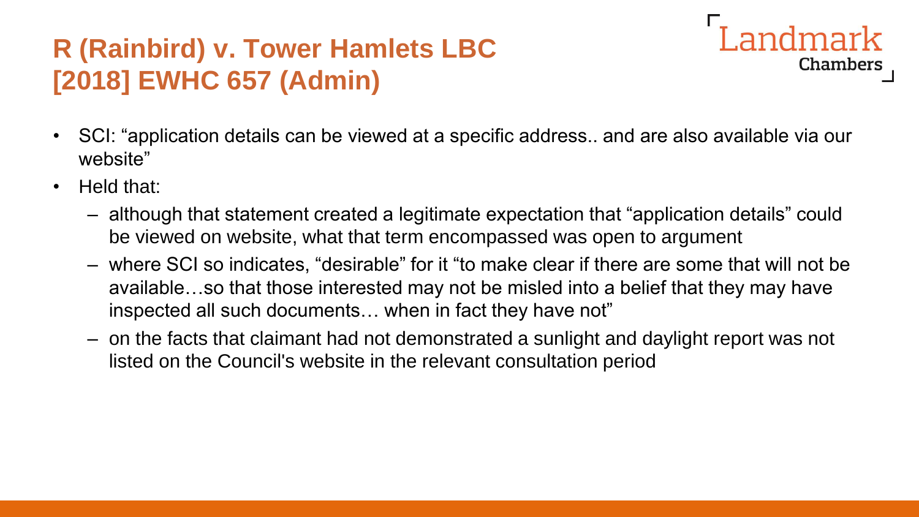# R (Rainbird) v. Tower Hamlets LBC [2018] EWHC 657 (Admin)

- SCI: "application details can be viewed at a specific address.. and are also available via our website"
- Held that:
  - although that statement created a legitimate expectation that "application details" could be viewed on website, what that term encompassed was open to argument
  - where SCI so indicates, "desirable" for it "to make clear if there are some that will not be available…so that those interested may not be misled into a belief that they may have inspected all such documents… when in fact they have not"
  - on the facts that claimant had not demonstrated a sunlight and daylight report was not listed on the Council's website in the relevant consultation period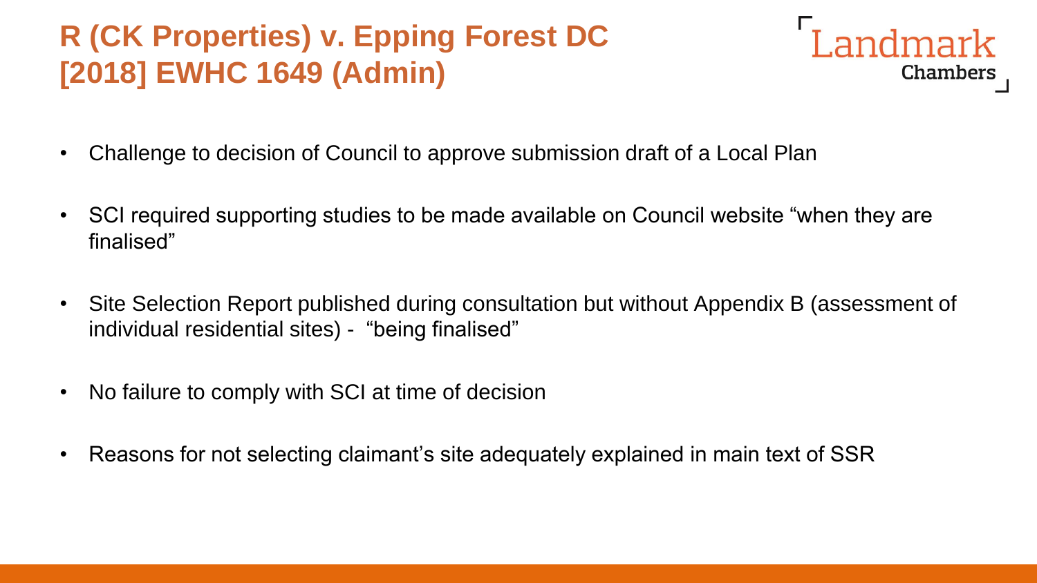# R (CK Properties) v. Epping Forest DC [2018] EWHC 1649 (Admin)

- Challenge to decision of Council to approve submission draft of a Local Plan
- SCI required supporting studies to be made available on Council website "when they are finalised"
- Site Selection Report published during consultation but without Appendix B (assessment of individual residential sites) - "being finalised"
- No failure to comply with SCI at time of decision
- Reasons for not selecting claimant's site adequately explained in main text of SSR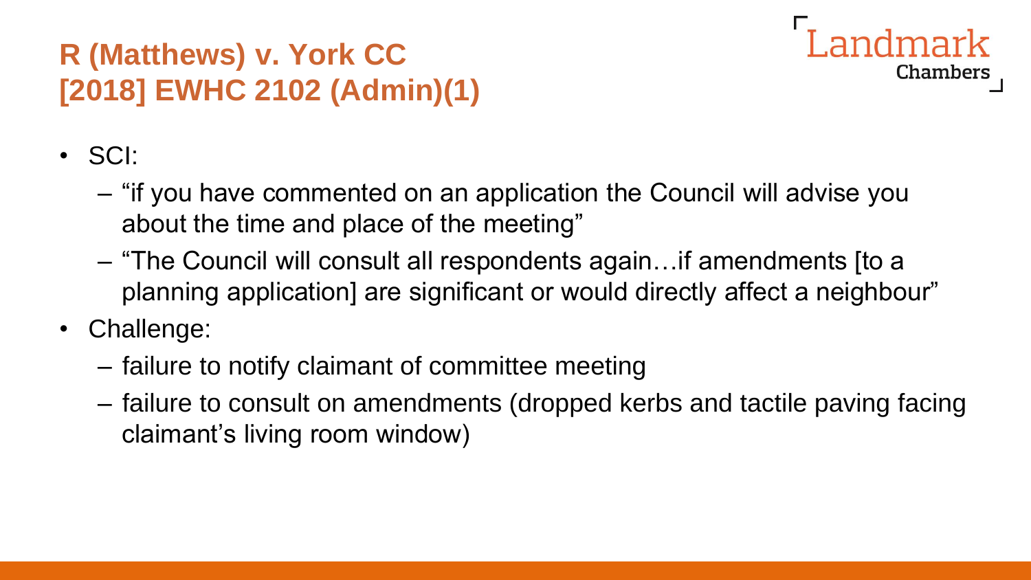# R (Matthews) v. York CC [2018] EWHC 2102 (Admin)(1)

- SCI:
  - "if you have commented on an application the Council will advise you about the time and place of the meeting"
  - "The Council will consult all respondents again…if amendments [to a planning application] are significant or would directly affect a neighbour"
- Challenge:
  - failure to notify claimant of committee meeting
  - failure to consult on amendments (dropped kerbs and tactile paving facing claimant's living room window)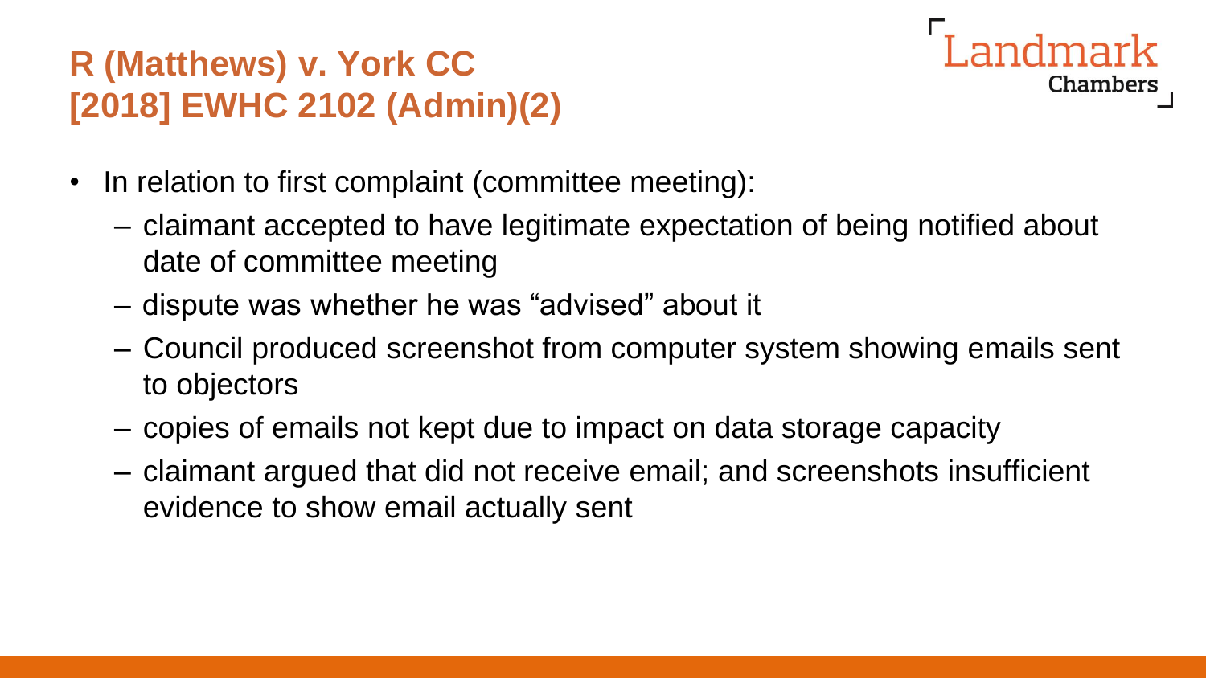# R (Matthews) v. York CC [2018] EWHC 2102 (Admin)(2)

- In relation to first complaint (committee meeting):
  - claimant accepted to have legitimate expectation of being notified about date of committee meeting
  - dispute was whether he was "advised" about it
  - Council produced screenshot from computer system showing emails sent to objectors
  - copies of emails not kept due to impact on data storage capacity
  - claimant argued that did not receive email; and screenshots insufficient evidence to show email actually sent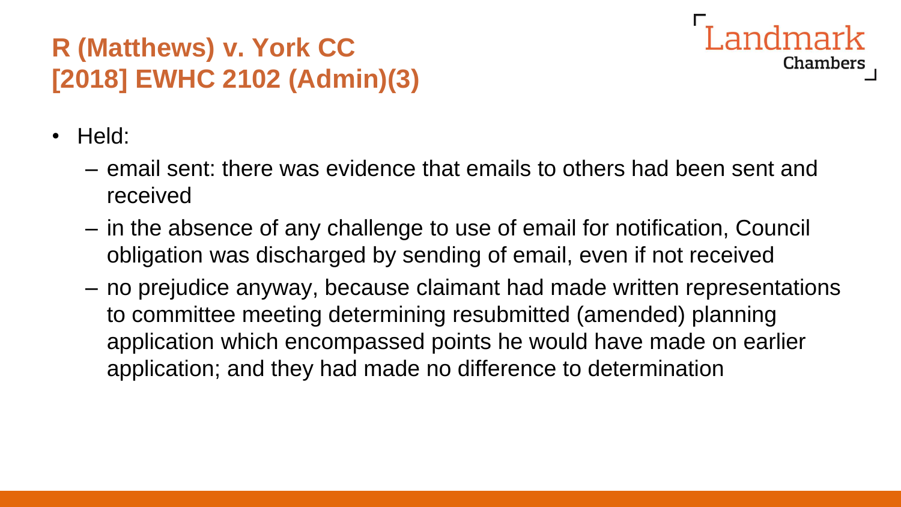# R (Matthews) v. York CC [2018] EWHC 2102 (Admin)(3)

- Held:
  - email sent: there was evidence that emails to others had been sent and received
  - in the absence of any challenge to use of email for notification, Council obligation was discharged by sending of email, even if not received
  - no prejudice anyway, because claimant had made written representations to committee meeting determining resubmitted (amended) planning application which encompassed points he would have made on earlier application; and they had made no difference to determination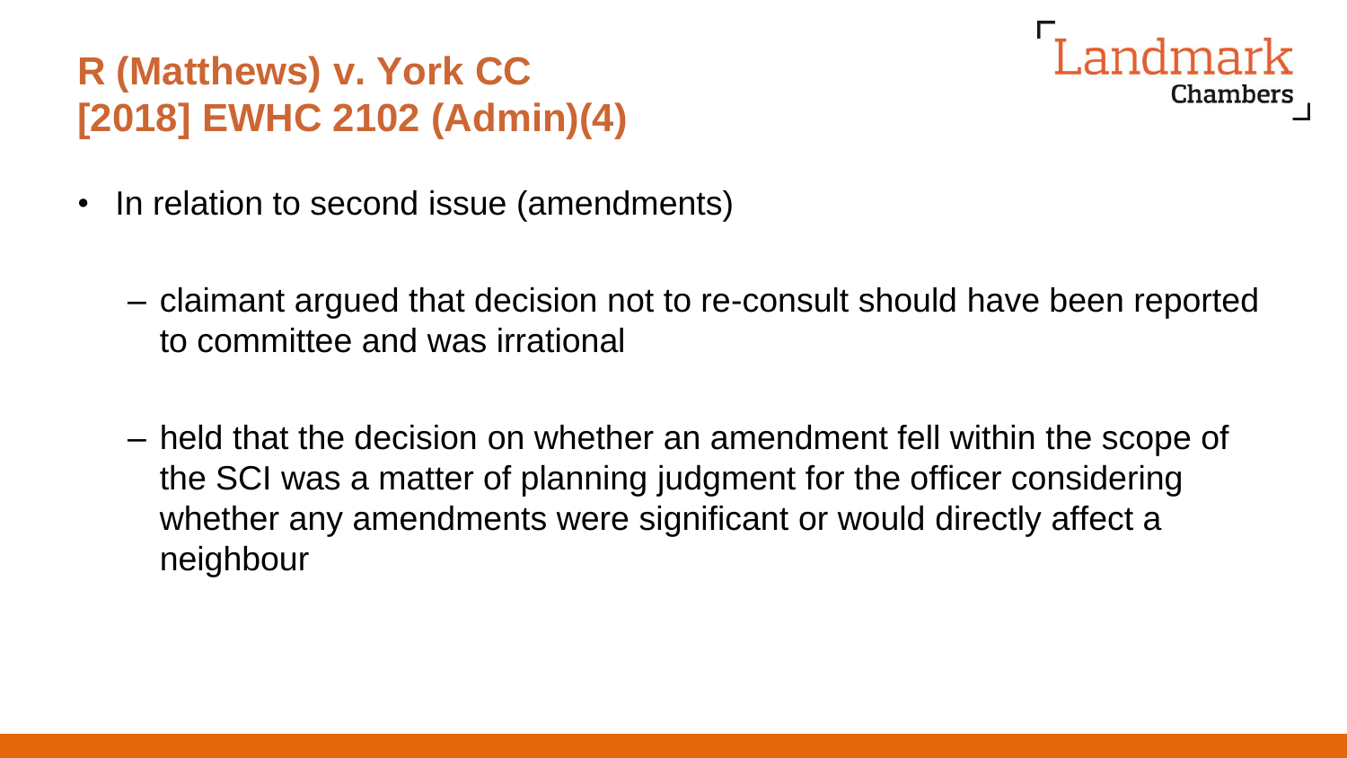# R (Matthews) v. York CC [2018] EWHC 2102 (Admin)(4)

- In relation to second issue (amendments)
  - claimant argued that decision not to re-consult should have been reported to committee and was irrational
  - held that the decision on whether an amendment fell within the scope of the SCI was a matter of planning judgment for the officer considering whether any amendments were significant or would directly affect a neighbour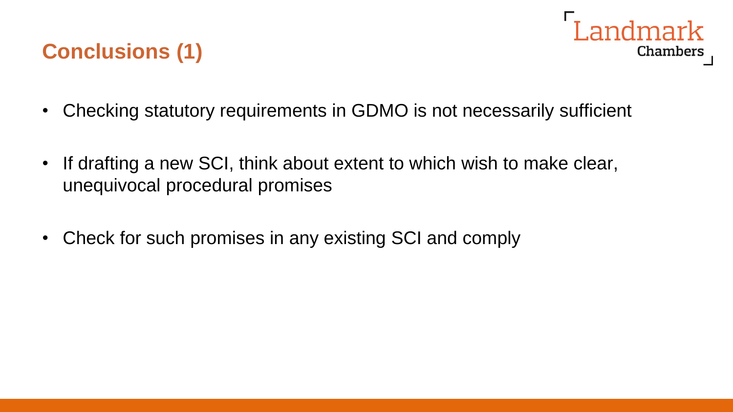## Conclusions (1)

- Checking statutory requirements in GDMO is not necessarily sufficient
- If drafting a new SCI, think about extent to which wish to make clear, unequivocal procedural promises
- Check for such promises in any existing SCI and comply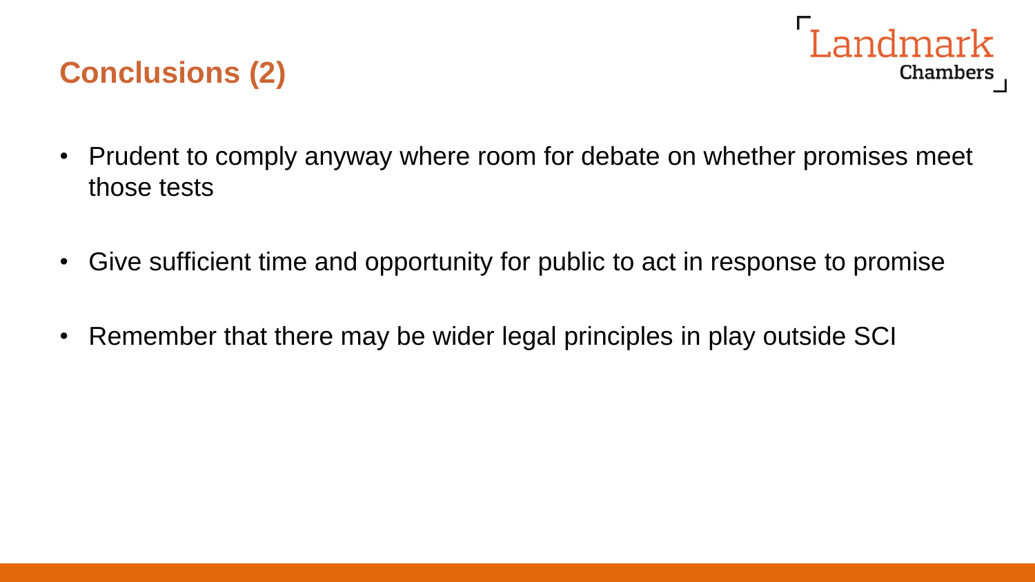# Conclusions (2)

- Prudent to comply anyway where room for debate on whether promises meet those tests
- Give sufficient time and opportunity for public to act in response to promise
- Remember that there may be wider legal principles in play outside SCI